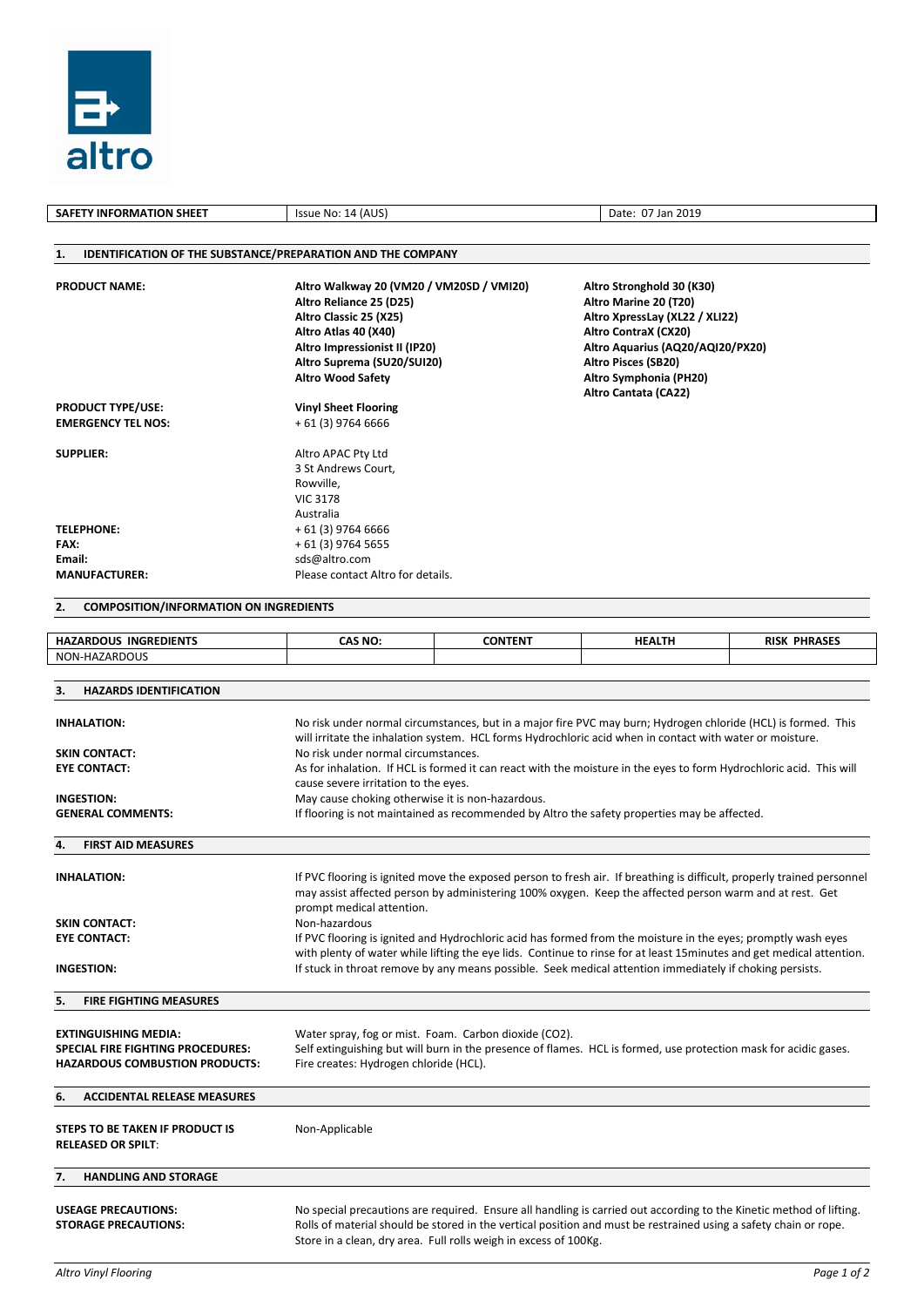altro

| SAFETY INFORMATION SHEET | Issue No: 14 (AUS) | Date: 07 Jan 2019 |
|---|---|---|

## 1. IDENTIFICATION OF THE SUBSTANCE/PREPARATION AND THE COMPANY

**PRODUCT NAME:**

**Altro Walkway 20 (VM20 / VM20SD / VMI20)**
**Altro Reliance 25 (D25)**
**Altro Classic 25 (X25)**
**Altro Atlas 40 (X40)**
**Altro Impressionist II (IP20)**
**Altro Suprema (SU20/SUI20)**
**Altro Wood Safety**
**Altro Stronghold 30 (K30)**
**Altro Marine 20 (T20)**
**Altro XpressLay (XL22 / XLI22)**
**Altro ContraX (CX20)**
**Altro Aquarius (AQ20/AQI20/PX20)**
**Altro Pisces (SB20)**
**Altro Symphonia (PH20)**
**Altro Cantata (CA22)**

**PRODUCT TYPE/USE:** **Vinyl Sheet Flooring**

**EMERGENCY TEL NOS:** + 61 (3) 9764 6666

**SUPPLIER:**
Altro APAC Pty Ltd
3 St Andrews Court,
Rowville,
VIC 3178
Australia

**TELEPHONE:** + 61 (3) 9764 6666
**FAX:** + 61 (3) 9764 5655
**Email:** sds@altro.com
**MANUFACTURER:** Please contact Altro for details.

## 2. COMPOSITION/INFORMATION ON INGREDIENTS

| HAZARDOUS INGREDIENTS | CAS NO: | CONTENT | HEALTH | RISK PHRASES |
|---|---|---|---|---|
| NON-HAZARDOUS | | | | |

## 3. HAZARDS IDENTIFICATION

**INHALATION:** No risk under normal circumstances, but in a major fire PVC may burn; Hydrogen chloride (HCL) is formed. This will irritate the inhalation system. HCL forms Hydrochloric acid when in contact with water or moisture.

**SKIN CONTACT:** No risk under normal circumstances.

**EYE CONTACT:** As for inhalation. If HCL is formed it can react with the moisture in the eyes to form Hydrochloric acid. This will cause severe irritation to the eyes.

**INGESTION:** May cause choking otherwise it is non-hazardous.

**GENERAL COMMENTS:** If flooring is not maintained as recommended by Altro the safety properties may be affected.

## 4. FIRST AID MEASURES

**INHALATION:** If PVC flooring is ignited move the exposed person to fresh air. If breathing is difficult, properly trained personnel may assist affected person by administering 100% oxygen. Keep the affected person warm and at rest. Get prompt medical attention.

**SKIN CONTACT:** Non-hazardous

**EYE CONTACT:** If PVC flooring is ignited and Hydrochloric acid has formed from the moisture in the eyes; promptly wash eyes with plenty of water while lifting the eye lids. Continue to rinse for at least 15minutes and get medical attention.

**INGESTION:** If stuck in throat remove by any means possible. Seek medical attention immediately if choking persists.

## 5. FIRE FIGHTING MEASURES

**EXTINGUISHING MEDIA:** Water spray, fog or mist. Foam. Carbon dioxide ($CO_2$).

**SPECIAL FIRE FIGHTING PROCEDURES:** Self extinguishing but will burn in the presence of flames. HCL is formed, use protection mask for acidic gases.

**HAZARDOUS COMBUSTION PRODUCTS:** Fire creates: Hydrogen chloride (HCL).

## 6. ACCIDENTAL RELEASE MEASURES

**STEPS TO BE TAKEN IF PRODUCT IS RELEASED OR SPILT:** Non-Applicable

## 7. HANDLING AND STORAGE

**USEAGE PRECAUTIONS:** No special precautions are required. Ensure all handling is carried out according to the Kinetic method of lifting.

**STORAGE PRECAUTIONS:** Rolls of material should be stored in the vertical position and must be restrained using a safety chain or rope. Store in a clean, dry area. Full rolls weigh in excess of 100Kg.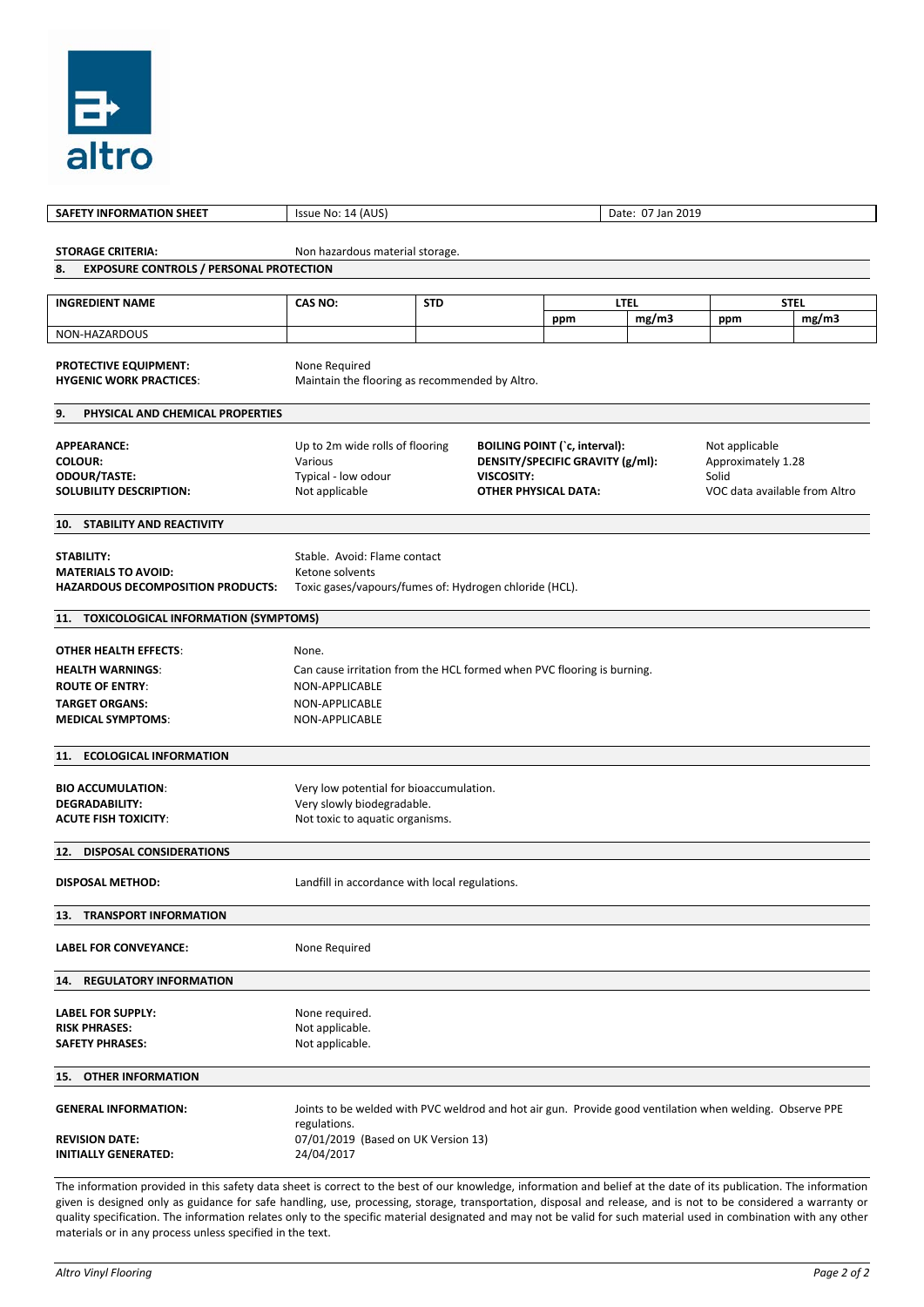| SAFETY INFORMATION SHEET | Issue No: 14 (AUS) | Date: 07 Jan 2019 |
|---|---|---|

**STORAGE CRITERIA:** Non hazardous material storage.

## 8. EXPOSURE CONTROLS / PERSONAL PROTECTION

| INGREDIENT NAME | CAS NO: | STD | LTEL | | STEL | |
|---|---|---|---|---|---|---|
| | | | ppm | mg/m3 | ppm | mg/m3 |
| NON-HAZARDOUS | | | | | | |

**PROTECTIVE EQUIPMENT:** None Required
**HYGENIC WORK PRACTICES:** Maintain the flooring as recommended by Altro.

## 9. PHYSICAL AND CHEMICAL PROPERTIES

**APPEARANCE:** Up to 2m wide rolls of flooring
**COLOUR:** Various
**ODOUR/TASTE:** Typical - low odour
**SOLUBILITY DESCRIPTION:** Not applicable
**BOILING POINT (`c, interval):** Not applicable
**DENSITY/SPECIFIC GRAVITY (g/ml):** Approximately 1.28
**VISCOSITY:** Solid
**OTHER PHYSICAL DATA:** VOC data available from Altro

## 10. STABILITY AND REACTIVITY

**STABILITY:** Stable. Avoid: Flame contact
**MATERIALS TO AVOID:** Ketone solvents
**HAZARDOUS DECOMPOSITION PRODUCTS:** Toxic gases/vapours/fumes of: Hydrogen chloride (HCL).

## 11. TOXICOLOGICAL INFORMATION (SYMPTOMS)

**OTHER HEALTH EFFECTS:** None.
**HEALTH WARNINGS:** Can cause irritation from the HCL formed when PVC flooring is burning.
**ROUTE OF ENTRY:** NON-APPLICABLE
**TARGET ORGANS:** NON-APPLICABLE
**MEDICAL SYMPTOMS:** NON-APPLICABLE

## 11. ECOLOGICAL INFORMATION

**BIO ACCUMULATION:** Very low potential for bioaccumulation.
**DEGRADABILITY:** Very slowly biodegradable.
**ACUTE FISH TOXICITY:** Not toxic to aquatic organisms.

## 12. DISPOSAL CONSIDERATIONS

**DISPOSAL METHOD:** Landfill in accordance with local regulations.

## 13. TRANSPORT INFORMATION

**LABEL FOR CONVEYANCE:** None Required

## 14. REGULATORY INFORMATION

**LABEL FOR SUPPLY:** None required.
**RISK PHRASES:** Not applicable.
**SAFETY PHRASES:** Not applicable.

## 15. OTHER INFORMATION

**GENERAL INFORMATION:** Joints to be welded with PVC weldrod and hot air gun. Provide good ventilation when welding. Observe PPE regulations.
**REVISION DATE:** 07/01/2019 (Based on UK Version 13)
**INITIALLY GENERATED:** 24/04/2017

The information provided in this safety data sheet is correct to the best of our knowledge, information and belief at the date of its publication. The information given is designed only as guidance for safe handling, use, processing, storage, transportation, disposal and release, and is not to be considered a warranty or quality specification. The information relates only to the specific material designated and may not be valid for such material used in combination with any other materials or in any process unless specified in the text.